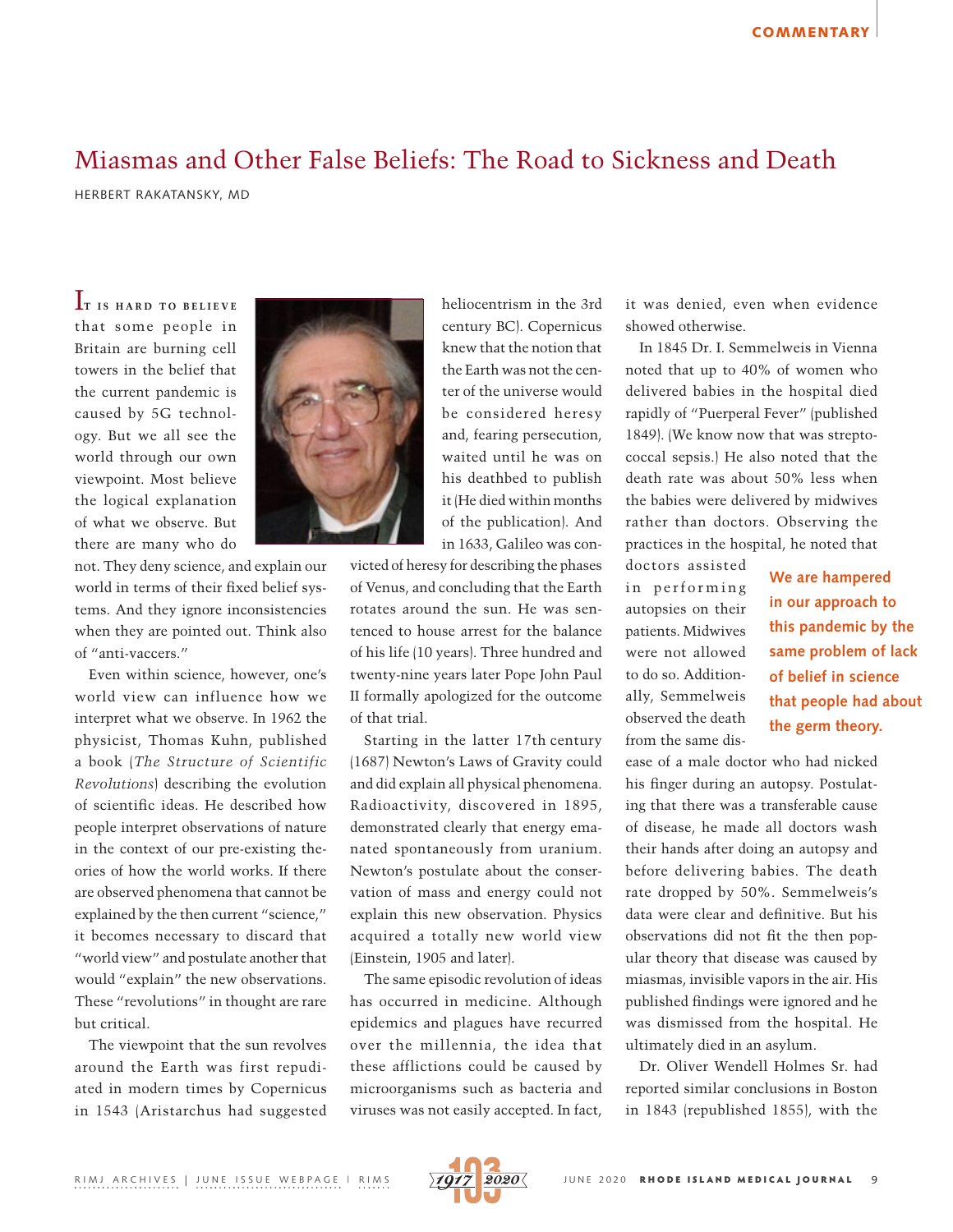COMMENTARY

# Miasmas and Other False Beliefs: The Road to Sickness and Death

HERBERT RAKATANSKY, MD

It is hard to believe that some people in Britain are burning cell towers in the belief that the current pandemic is caused by 5G technology. But we all see the world through our own viewpoint. Most believe the logical explanation of what we observe. But there are many who do not. They deny science, and explain our world in terms of their fixed belief systems. And they ignore inconsistencies when they are pointed out. Think also of "anti-vaccers."

Even within science, however, one's world view can influence how we interpret what we observe. In 1962 the physicist, Thomas Kuhn, published a book (*The Structure of Scientific Revolutions*) describing the evolution of scientific ideas. He described how people interpret observations of nature in the context of our pre-existing theories of how the world works. If there are observed phenomena that cannot be explained by the then current "science," it becomes necessary to discard that "world view" and postulate another that would "explain" the new observations. These "revolutions" in thought are rare but critical.

The viewpoint that the sun revolves around the Earth was first repudiated in modern times by Copernicus in 1543 (Aristarchus had suggested heliocentrism in the 3rd century BC). Copernicus knew that the notion that the Earth was not the center of the universe would be considered heresy and, fearing persecution, waited until he was on his deathbed to publish it (He died within months of the publication). And in 1633, Galileo was convicted of heresy for describing the phases of Venus, and concluding that the Earth rotates around the sun. He was sentenced to house arrest for the balance of his life (10 years). Three hundred and twenty-nine years later Pope John Paul II formally apologized for the outcome of that trial.

Starting in the latter 17th century (1687) Newton's Laws of Gravity could and did explain all physical phenomena. Radioactivity, discovered in 1895, demonstrated clearly that energy emanated spontaneously from uranium. Newton's postulate about the conservation of mass and energy could not explain this new observation. Physics acquired a totally new world view (Einstein, 1905 and later).

The same episodic revolution of ideas has occurred in medicine. Although epidemics and plagues have recurred over the millennia, the idea that these afflictions could be caused by microorganisms such as bacteria and viruses was not easily accepted. In fact, it was denied, even when evidence showed otherwise.

In 1845 Dr. I. Semmelweis in Vienna noted that up to 40% of women who delivered babies in the hospital died rapidly of "Puerperal Fever" (published 1849). (We know now that was streptococcal sepsis.) He also noted that the death rate was about 50% less when the babies were delivered by midwives rather than doctors. Observing the practices in the hospital, he noted that doctors assisted in performing autopsies on their patients. Midwives were not allowed to do so. Additionally, Semmelweis observed the death from the same disease of a male doctor who had nicked his finger during an autopsy. Postulating that there was a transferable cause of disease, he made all doctors wash their hands after doing an autopsy and before delivering babies. The death rate dropped by 50%. Semmelweis's data were clear and definitive. But his observations did not fit the then popular theory that disease was caused by miasmas, invisible vapors in the air. His published findings were ignored and he was dismissed from the hospital. He ultimately died in an asylum.

> We are hampered in our approach to this pandemic by the same problem of lack of belief in science that people had about the germ theory.

Dr. Oliver Wendell Holmes Sr. had reported similar conclusions in Boston in 1843 (republished 1855), with the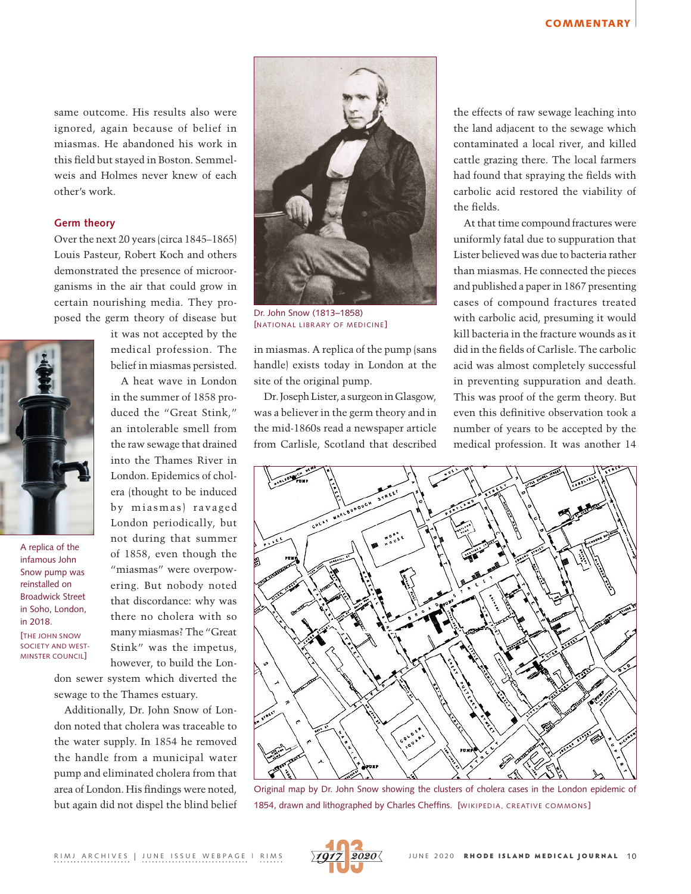same outcome. His results also were ignored, again because of belief in miasmas. He abandoned his work in this field but stayed in Boston. Semmelweis and Holmes never knew of each other's work.

### Germ theory

Over the next 20 years (circa 1845–1865) Louis Pasteur, Robert Koch and others demonstrated the presence of microorganisms in the air that could grow in certain nourishing media. They proposed the germ theory of disease but it was not accepted by the medical profession. The belief in miasmas persisted.

A heat wave in London in the summer of 1858 produced the "Great Stink," an intolerable smell from the raw sewage that drained into the Thames River in London. Epidemics of cholera (thought to be induced by miasmas) ravaged London periodically, but not during that summer of 1858, even though the "miasmas" were overpowering. But nobody noted that discordance: why was there no cholera with so many miasmas? The "Great Stink" was the impetus, however, to build the London sewer system which diverted the sewage to the Thames estuary.

A replica of the infamous John Snow pump was reinstalled on Broadwick Street in Soho, London, in 2018. [THE JOHN SNOW SOCIETY AND WESTMINSTER COUNCIL]

Additionally, Dr. John Snow of London noted that cholera was traceable to the water supply. In 1854 he removed the handle from a municipal water pump and eliminated cholera from that area of London. His findings were noted, but again did not dispel the blind belief in miasmas. A replica of the pump (sans handle) exists today in London at the site of the original pump.

Dr. John Snow (1813–1858) [NATIONAL LIBRARY OF MEDICINE]

Dr. Joseph Lister, a surgeon in Glasgow, was a believer in the germ theory and in the mid-1860s read a newspaper article from Carlisle, Scotland that described the effects of raw sewage leaching into the land adjacent to the sewage which contaminated a local river, and killed cattle grazing there. The local farmers had found that spraying the fields with carbolic acid restored the viability of the fields.

At that time compound fractures were uniformly fatal due to suppuration that Lister believed was due to bacteria rather than miasmas. He connected the pieces and published a paper in 1867 presenting cases of compound fractures treated with carbolic acid, presuming it would kill bacteria in the fracture wounds as it did in the fields of Carlisle. The carbolic acid was almost completely successful in preventing suppuration and death. This was proof of the germ theory. But even this definitive observation took a number of years to be accepted by the medical profession. It was another 14

Original map by Dr. John Snow showing the clusters of cholera cases in the London epidemic of 1854, drawn and lithographed by Charles Cheffins. [WIKIPEDIA, CREATIVE COMMONS]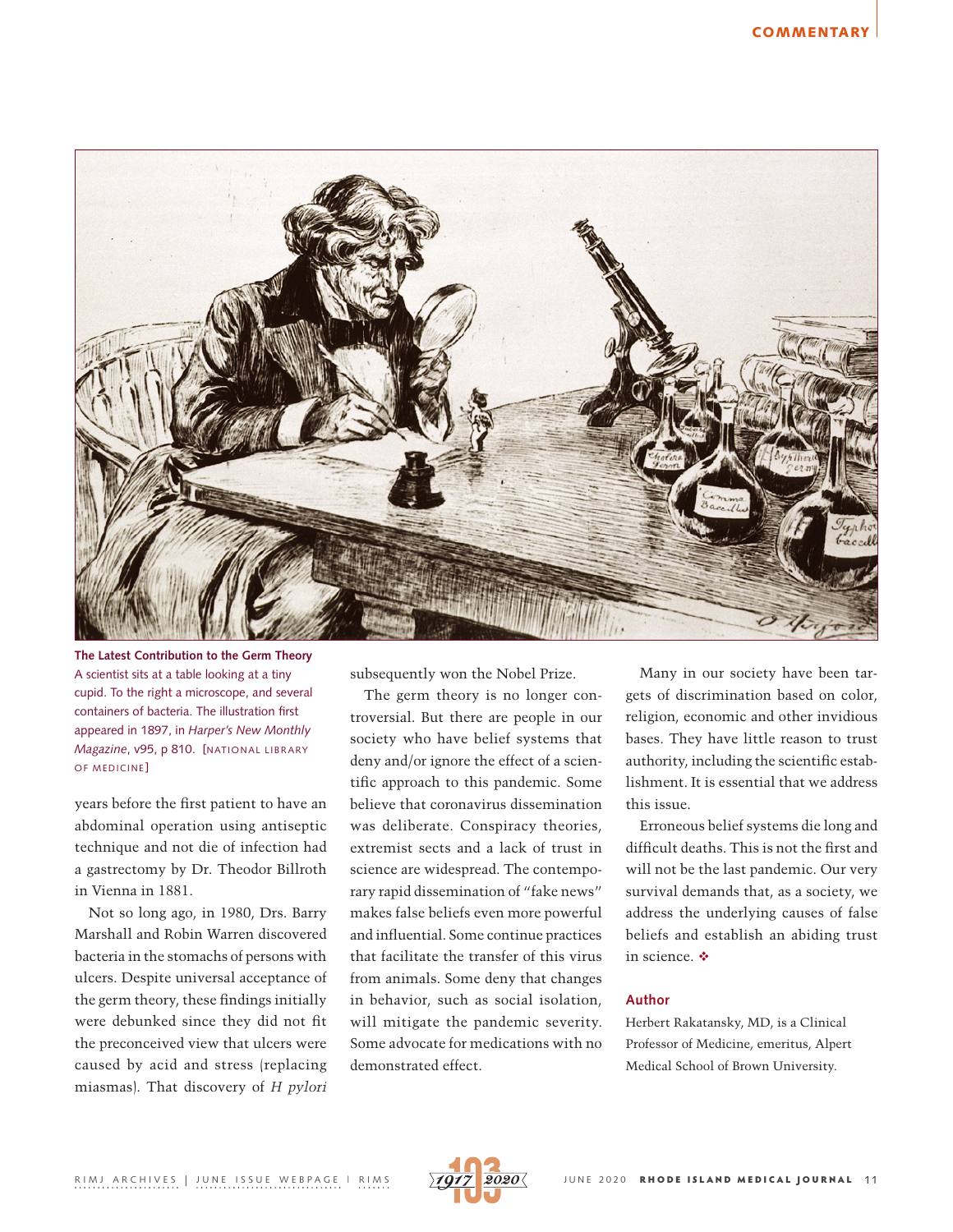**The Latest Contribution to the Germ Theory**
A scientist sits at a table looking at a tiny cupid. To the right a microscope, and several containers of bacteria. The illustration first appeared in 1897, in *Harper's New Monthly Magazine*, v95, p 810. [NATIONAL LIBRARY OF MEDICINE]

years before the first patient to have an abdominal operation using antiseptic technique and not die of infection had a gastrectomy by Dr. Theodor Billroth in Vienna in 1881.

Not so long ago, in 1980, Drs. Barry Marshall and Robin Warren discovered bacteria in the stomachs of persons with ulcers. Despite universal acceptance of the germ theory, these findings initially were debunked since they did not fit the preconceived view that ulcers were caused by acid and stress (replacing miasmas). That discovery of *H pylori* subsequently won the Nobel Prize.

The germ theory is no longer controversial. But there are people in our society who have belief systems that deny and/or ignore the effect of a scientific approach to this pandemic. Some believe that coronavirus dissemination was deliberate. Conspiracy theories, extremist sects and a lack of trust in science are widespread. The contemporary rapid dissemination of "fake news" makes false beliefs even more powerful and influential. Some continue practices that facilitate the transfer of this virus from animals. Some deny that changes in behavior, such as social isolation, will mitigate the pandemic severity. Some advocate for medications with no demonstrated effect.

Many in our society have been targets of discrimination based on color, religion, economic and other invidious bases. They have little reason to trust authority, including the scientific establishment. It is essential that we address this issue.

Erroneous belief systems die long and difficult deaths. This is not the first and will not be the last pandemic. Our very survival demands that, as a society, we address the underlying causes of false beliefs and establish an abiding trust in science. ❖

## Author

Herbert Rakatansky, MD, is a Clinical Professor of Medicine, emeritus, Alpert Medical School of Brown University.